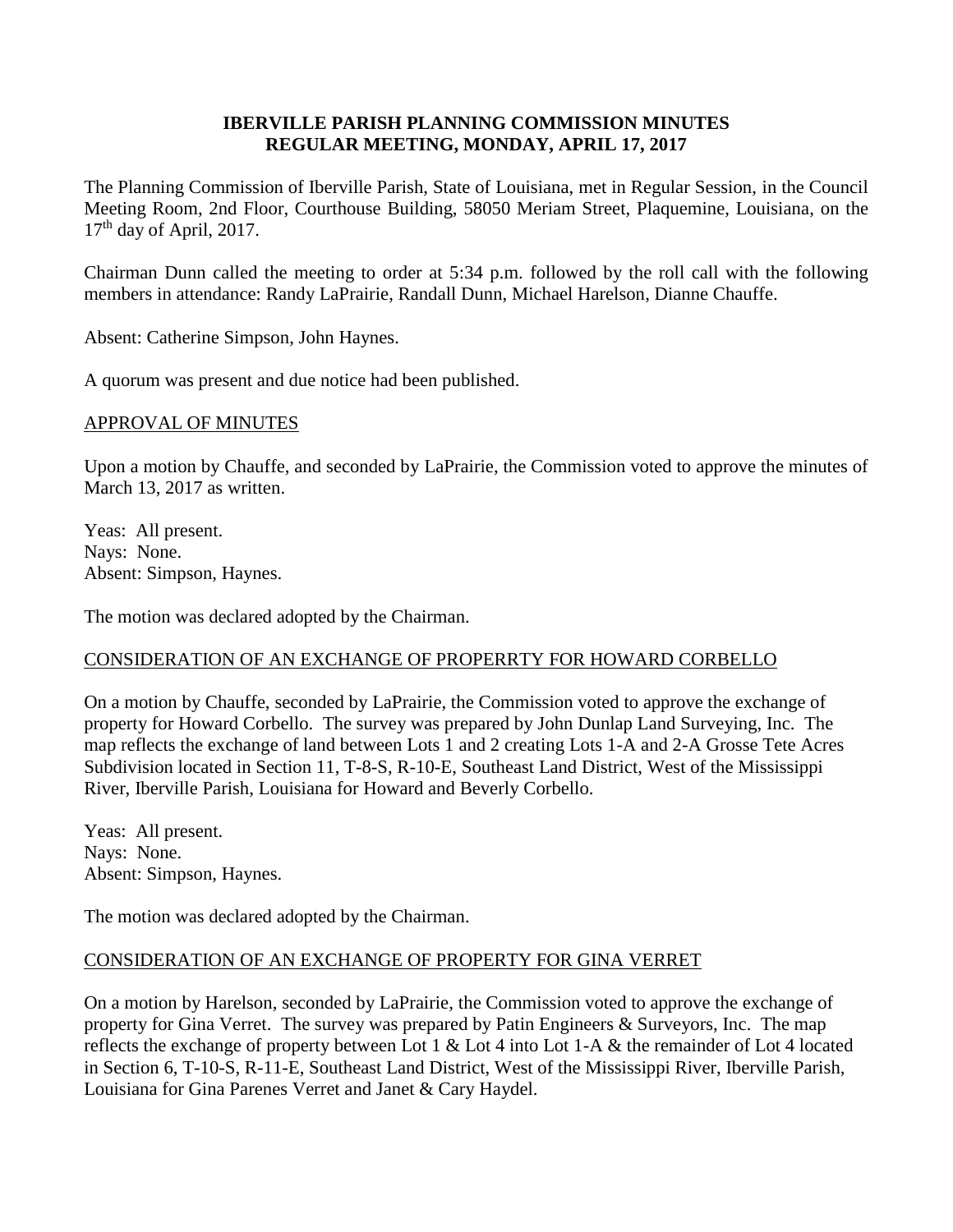# IBERVILLE PARISH PLANNING COMMISSION MINUTES
## REGULAR MEETING, MONDAY, APRIL 17, 2017

The Planning Commission of Iberville Parish, State of Louisiana, met in Regular Session, in the Council Meeting Room, 2nd Floor, Courthouse Building, 58050 Meriam Street, Plaquemine, Louisiana, on the 17th day of April, 2017.

Chairman Dunn called the meeting to order at 5:34 p.m. followed by the roll call with the following members in attendance: Randy LaPrairie, Randall Dunn, Michael Harelson, Dianne Chauffe.

Absent: Catherine Simpson, John Haynes.

A quorum was present and due notice had been published.

APPROVAL OF MINUTES

Upon a motion by Chauffe, and seconded by LaPrairie, the Commission voted to approve the minutes of March 13, 2017 as written.

Yeas: All present.
Nays: None.
Absent: Simpson, Haynes.

The motion was declared adopted by the Chairman.

CONSIDERATION OF AN EXCHANGE OF PROPERRTY FOR HOWARD CORBELLO

On a motion by Chauffe, seconded by LaPrairie, the Commission voted to approve the exchange of property for Howard Corbello. The survey was prepared by John Dunlap Land Surveying, Inc. The map reflects the exchange of land between Lots 1 and 2 creating Lots 1-A and 2-A Grosse Tete Acres Subdivision located in Section 11, T-8-S, R-10-E, Southeast Land District, West of the Mississippi River, Iberville Parish, Louisiana for Howard and Beverly Corbello.

Yeas: All present.
Nays: None.
Absent: Simpson, Haynes.

The motion was declared adopted by the Chairman.

CONSIDERATION OF AN EXCHANGE OF PROPERTY FOR GINA VERRET

On a motion by Harelson, seconded by LaPrairie, the Commission voted to approve the exchange of property for Gina Verret. The survey was prepared by Patin Engineers & Surveyors, Inc. The map reflects the exchange of property between Lot 1 & Lot 4 into Lot 1-A & the remainder of Lot 4 located in Section 6, T-10-S, R-11-E, Southeast Land District, West of the Mississippi River, Iberville Parish, Louisiana for Gina Parenes Verret and Janet & Cary Haydel.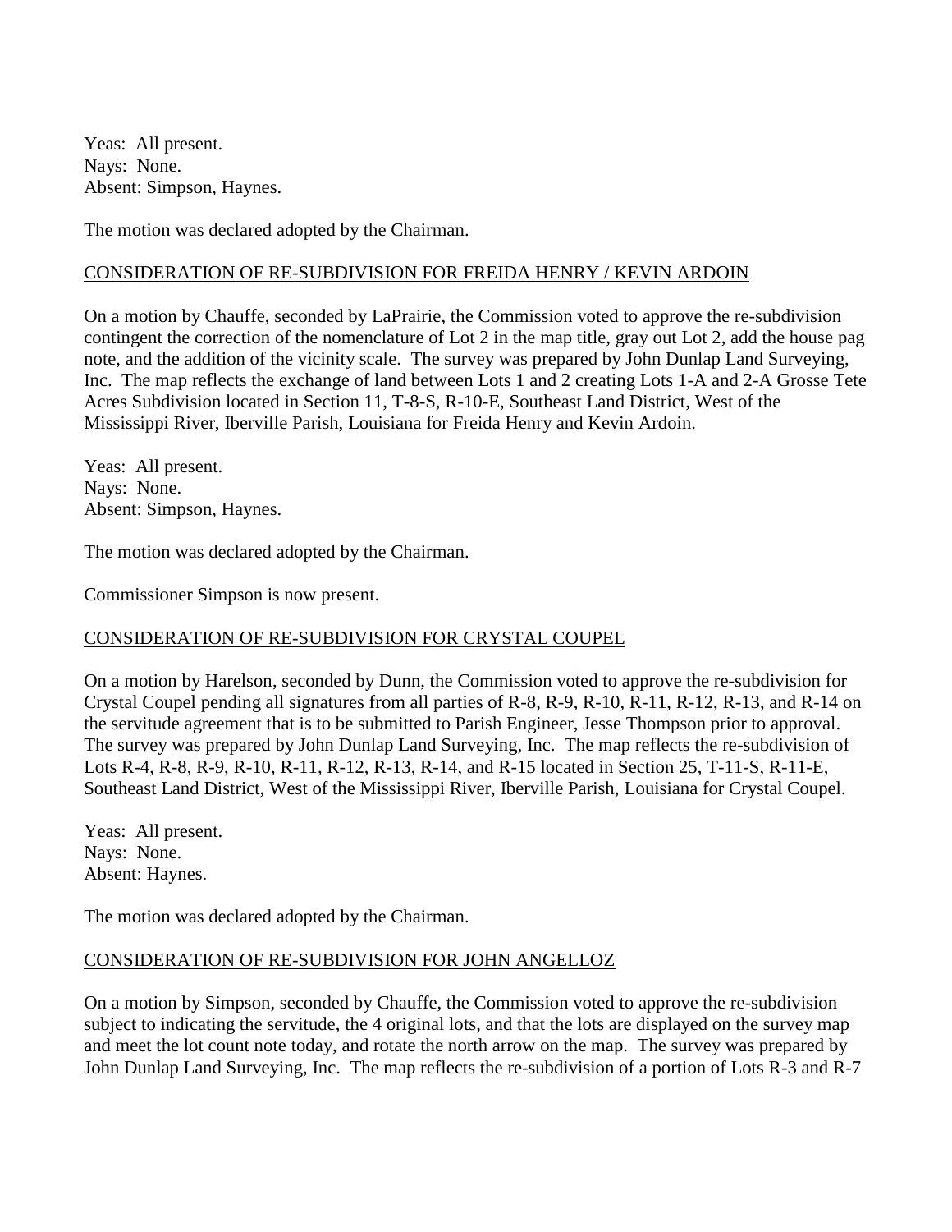Yeas: All present.
Nays: None.
Absent: Simpson, Haynes.

The motion was declared adopted by the Chairman.

CONSIDERATION OF RE-SUBDIVISION FOR FREIDA HENRY / KEVIN ARDOIN

On a motion by Chauffe, seconded by LaPrairie, the Commission voted to approve the re-subdivision contingent the correction of the nomenclature of Lot 2 in the map title, gray out Lot 2, add the house pag note, and the addition of the vicinity scale. The survey was prepared by John Dunlap Land Surveying, Inc. The map reflects the exchange of land between Lots 1 and 2 creating Lots 1-A and 2-A Grosse Tete Acres Subdivision located in Section 11, T-8-S, R-10-E, Southeast Land District, West of the Mississippi River, Iberville Parish, Louisiana for Freida Henry and Kevin Ardoin.

Yeas: All present.
Nays: None.
Absent: Simpson, Haynes.

The motion was declared adopted by the Chairman.

Commissioner Simpson is now present.

CONSIDERATION OF RE-SUBDIVISION FOR CRYSTAL COUPEL

On a motion by Harelson, seconded by Dunn, the Commission voted to approve the re-subdivision for Crystal Coupel pending all signatures from all parties of R-8, R-9, R-10, R-11, R-12, R-13, and R-14 on the servitude agreement that is to be submitted to Parish Engineer, Jesse Thompson prior to approval. The survey was prepared by John Dunlap Land Surveying, Inc. The map reflects the re-subdivision of Lots R-4, R-8, R-9, R-10, R-11, R-12, R-13, R-14, and R-15 located in Section 25, T-11-S, R-11-E, Southeast Land District, West of the Mississippi River, Iberville Parish, Louisiana for Crystal Coupel.

Yeas: All present.
Nays: None.
Absent: Haynes.

The motion was declared adopted by the Chairman.

CONSIDERATION OF RE-SUBDIVISION FOR JOHN ANGELLOZ

On a motion by Simpson, seconded by Chauffe, the Commission voted to approve the re-subdivision subject to indicating the servitude, the 4 original lots, and that the lots are displayed on the survey map and meet the lot count note today, and rotate the north arrow on the map. The survey was prepared by John Dunlap Land Surveying, Inc. The map reflects the re-subdivision of a portion of Lots R-3 and R-7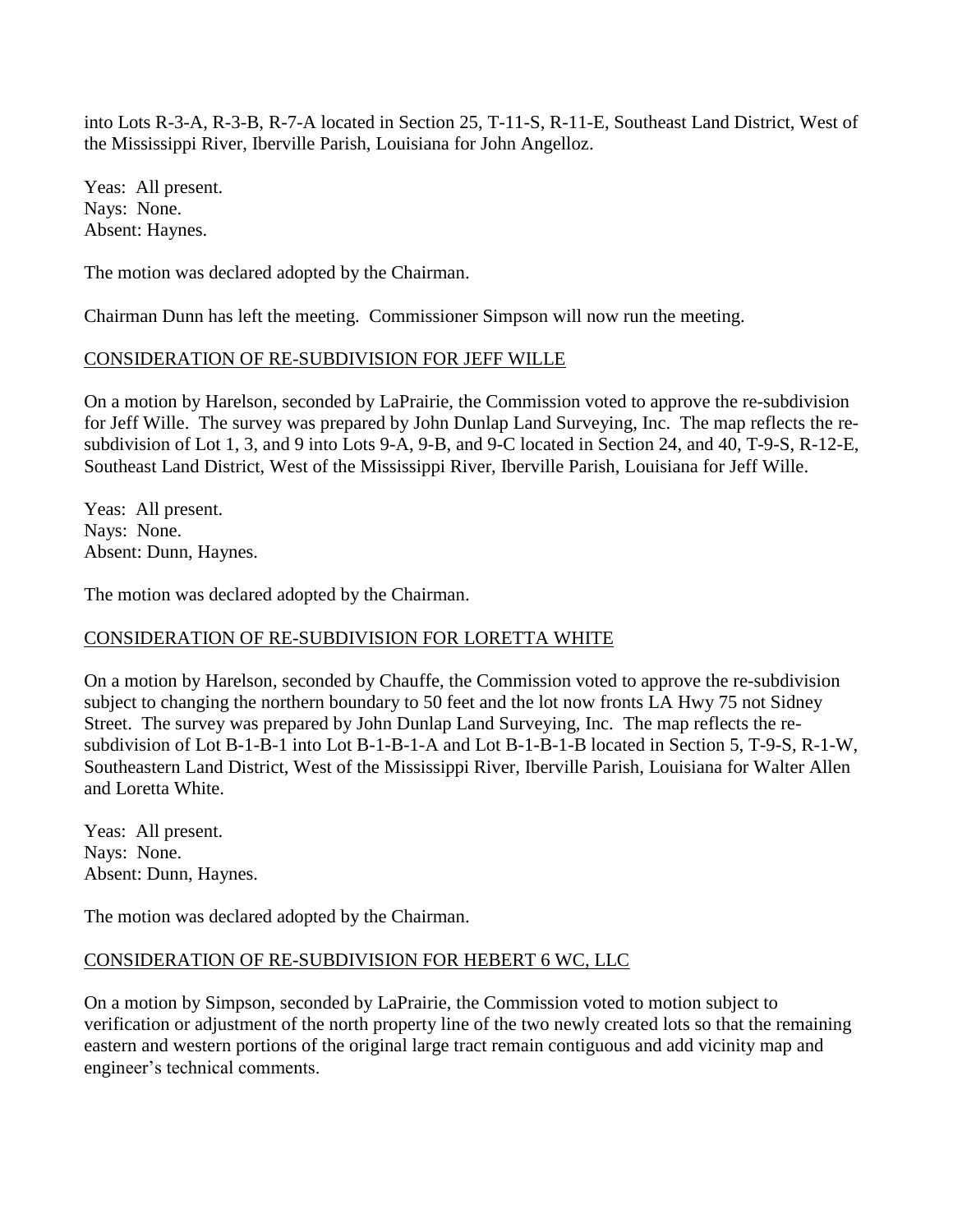into Lots R-3-A, R-3-B, R-7-A located in Section 25, T-11-S, R-11-E, Southeast Land District, West of the Mississippi River, Iberville Parish, Louisiana for John Angelloz.

Yeas: All present.
Nays: None.
Absent: Haynes.

The motion was declared adopted by the Chairman.

Chairman Dunn has left the meeting. Commissioner Simpson will now run the meeting.

<u>CONSIDERATION OF RE-SUBDIVISION FOR JEFF WILLE</u>

On a motion by Harelson, seconded by LaPrairie, the Commission voted to approve the re-subdivision for Jeff Wille. The survey was prepared by John Dunlap Land Surveying, Inc. The map reflects the re-subdivision of Lot 1, 3, and 9 into Lots 9-A, 9-B, and 9-C located in Section 24, and 40, T-9-S, R-12-E, Southeast Land District, West of the Mississippi River, Iberville Parish, Louisiana for Jeff Wille.

Yeas: All present.
Nays: None.
Absent: Dunn, Haynes.

The motion was declared adopted by the Chairman.

<u>CONSIDERATION OF RE-SUBDIVISION FOR LORETTA WHITE</u>

On a motion by Harelson, seconded by Chauffe, the Commission voted to approve the re-subdivision subject to changing the northern boundary to 50 feet and the lot now fronts LA Hwy 75 not Sidney Street. The survey was prepared by John Dunlap Land Surveying, Inc. The map reflects the re-subdivision of Lot B-1-B-1 into Lot B-1-B-1-A and Lot B-1-B-1-B located in Section 5, T-9-S, R-1-W, Southeastern Land District, West of the Mississippi River, Iberville Parish, Louisiana for Walter Allen and Loretta White.

Yeas: All present.
Nays: None.
Absent: Dunn, Haynes.

The motion was declared adopted by the Chairman.

<u>CONSIDERATION OF RE-SUBDIVISION FOR HEBERT 6 WC, LLC</u>

On a motion by Simpson, seconded by LaPrairie, the Commission voted to motion subject to verification or adjustment of the north property line of the two newly created lots so that the remaining eastern and western portions of the original large tract remain contiguous and add vicinity map and engineer's technical comments.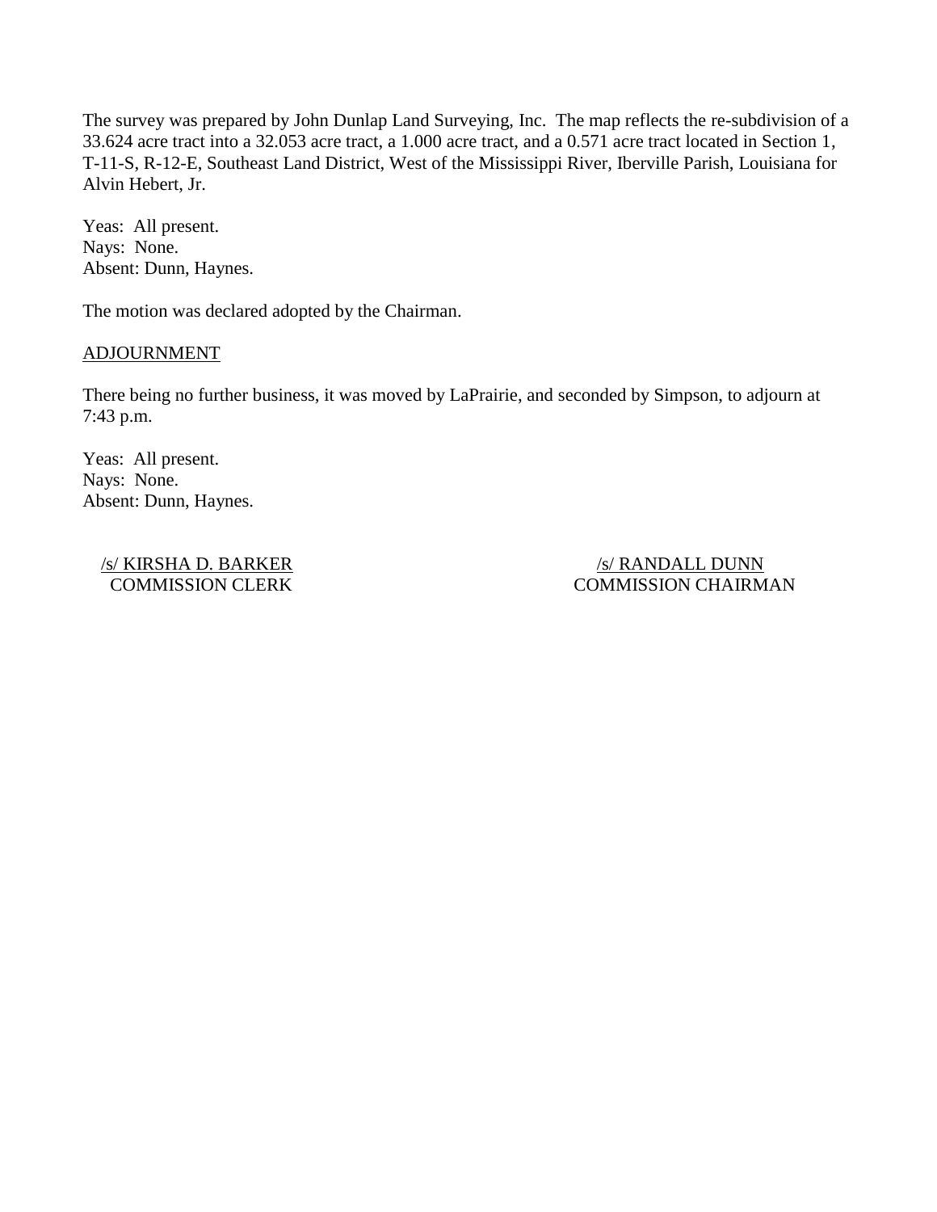The survey was prepared by John Dunlap Land Surveying, Inc. The map reflects the re-subdivision of a 33.624 acre tract into a 32.053 acre tract, a 1.000 acre tract, and a 0.571 acre tract located in Section 1, T-11-S, R-12-E, Southeast Land District, West of the Mississippi River, Iberville Parish, Louisiana for Alvin Hebert, Jr.

Yeas: All present.
Nays: None.
Absent: Dunn, Haynes.

The motion was declared adopted by the Chairman.

ADJOURNMENT

There being no further business, it was moved by LaPrairie, and seconded by Simpson, to adjourn at 7:43 p.m.

Yeas: All present.
Nays: None.
Absent: Dunn, Haynes.

| | |
|---|---|
| /s/ KIRSHA D. BARKER | /s/ RANDALL DUNN |
| COMMISSION CLERK | COMMISSION CHAIRMAN |